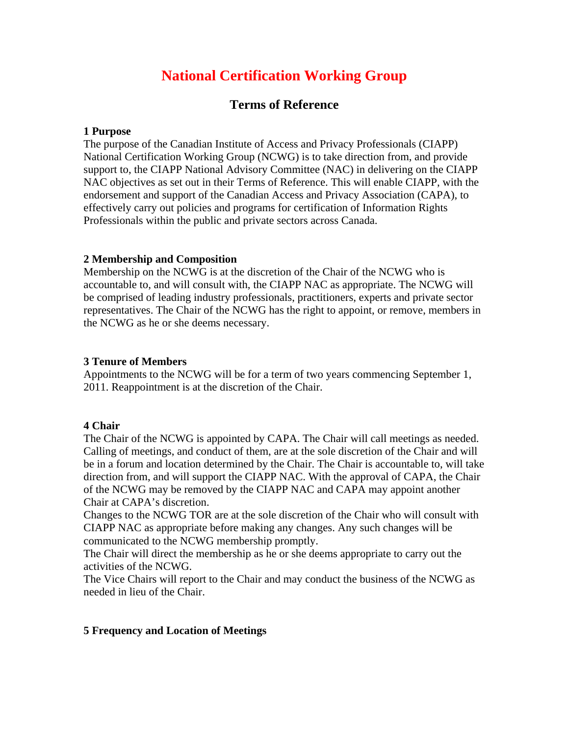# National Certification Working Group

## Terms of Reference

### 1 Purpose

The purpose of the Canadian Institute of Access and Privacy Professionals (CIAPP) National Certification Working Group (NCWG) is to take direction from, and provide support to, the CIAPP National Advisory Committee (NAC) in delivering on the CIAPP NAC objectives as set out in their Terms of Reference. This will enable CIAPP, with the endorsement and support of the Canadian Access and Privacy Association (CAPA), to effectively carry out policies and programs for certification of Information Rights Professionals within the public and private sectors across Canada.

### 2 Membership and Composition

Membership on the NCWG is at the discretion of the Chair of the NCWG who is accountable to, and will consult with, the CIAPP NAC as appropriate. The NCWG will be comprised of leading industry professionals, practitioners, experts and private sector representatives. The Chair of the NCWG has the right to appoint, or remove, members in the NCWG as he or she deems necessary.

### 3 Tenure of Members

Appointments to the NCWG will be for a term of two years commencing September 1, 2011. Reappointment is at the discretion of the Chair.

### 4 Chair

The Chair of the NCWG is appointed by CAPA. The Chair will call meetings as needed. Calling of meetings, and conduct of them, are at the sole discretion of the Chair and will be in a forum and location determined by the Chair. The Chair is accountable to, will take direction from, and will support the CIAPP NAC. With the approval of CAPA, the Chair of the NCWG may be removed by the CIAPP NAC and CAPA may appoint another Chair at CAPA's discretion.

Changes to the NCWG TOR are at the sole discretion of the Chair who will consult with CIAPP NAC as appropriate before making any changes. Any such changes will be communicated to the NCWG membership promptly.

The Chair will direct the membership as he or she deems appropriate to carry out the activities of the NCWG.

The Vice Chairs will report to the Chair and may conduct the business of the NCWG as needed in lieu of the Chair.

### 5 Frequency and Location of Meetings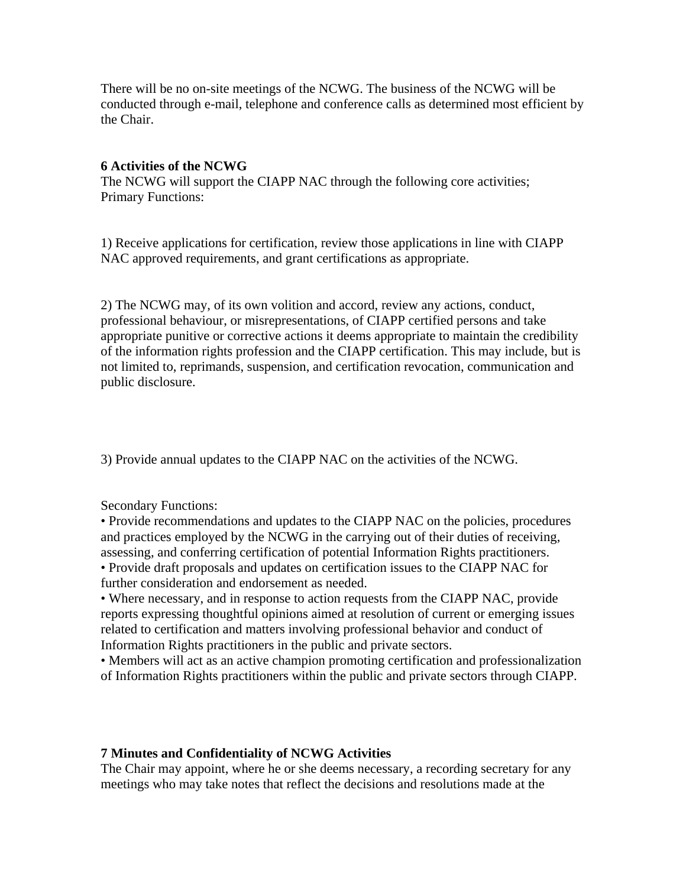There will be no on-site meetings of the NCWG. The business of the NCWG will be conducted through e-mail, telephone and conference calls as determined most efficient by the Chair.

**6 Activities of the NCWG**

The NCWG will support the CIAPP NAC through the following core activities;
Primary Functions:

1) Receive applications for certification, review those applications in line with CIAPP NAC approved requirements, and grant certifications as appropriate.

2) The NCWG may, of its own volition and accord, review any actions, conduct, professional behaviour, or misrepresentations, of CIAPP certified persons and take appropriate punitive or corrective actions it deems appropriate to maintain the credibility of the information rights profession and the CIAPP certification. This may include, but is not limited to, reprimands, suspension, and certification revocation, communication and public disclosure.

3) Provide annual updates to the CIAPP NAC on the activities of the NCWG.

Secondary Functions:

- Provide recommendations and updates to the CIAPP NAC on the policies, procedures and practices employed by the NCWG in the carrying out of their duties of receiving, assessing, and conferring certification of potential Information Rights practitioners.
- Provide draft proposals and updates on certification issues to the CIAPP NAC for further consideration and endorsement as needed.
- Where necessary, and in response to action requests from the CIAPP NAC, provide reports expressing thoughtful opinions aimed at resolution of current or emerging issues related to certification and matters involving professional behavior and conduct of Information Rights practitioners in the public and private sectors.
- Members will act as an active champion promoting certification and professionalization of Information Rights practitioners within the public and private sectors through CIAPP.

**7 Minutes and Confidentiality of NCWG Activities**

The Chair may appoint, where he or she deems necessary, a recording secretary for any meetings who may take notes that reflect the decisions and resolutions made at the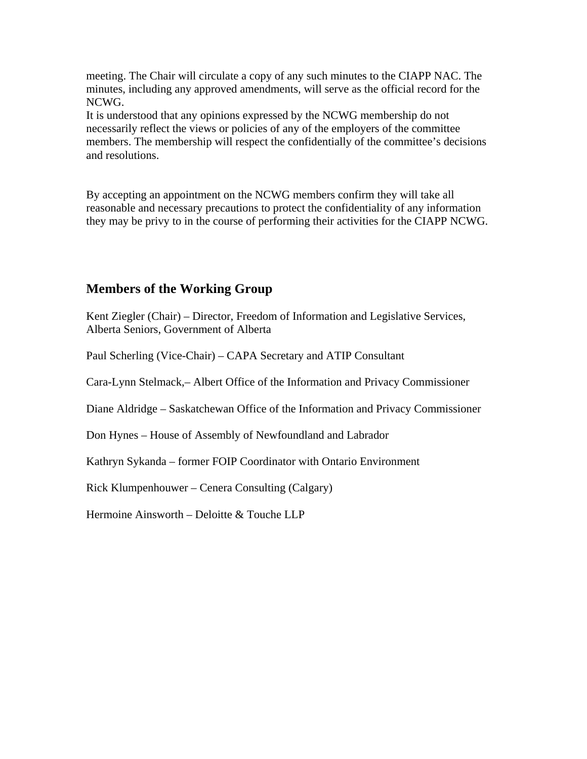meeting. The Chair will circulate a copy of any such minutes to the CIAPP NAC. The minutes, including any approved amendments, will serve as the official record for the NCWG.
It is understood that any opinions expressed by the NCWG membership do not necessarily reflect the views or policies of any of the employers of the committee members. The membership will respect the confidentially of the committee's decisions and resolutions.

By accepting an appointment on the NCWG members confirm they will take all reasonable and necessary precautions to protect the confidentiality of any information they may be privy to in the course of performing their activities for the CIAPP NCWG.

## Members of the Working Group

Kent Ziegler (Chair) – Director, Freedom of Information and Legislative Services, Alberta Seniors, Government of Alberta

Paul Scherling (Vice-Chair) – CAPA Secretary and ATIP Consultant

Cara-Lynn Stelmack,– Albert Office of the Information and Privacy Commissioner

Diane Aldridge – Saskatchewan Office of the Information and Privacy Commissioner

Don Hynes – House of Assembly of Newfoundland and Labrador

Kathryn Sykanda – former FOIP Coordinator with Ontario Environment

Rick Klumpenhouwer – Cenera Consulting (Calgary)

Hermoine Ainsworth – Deloitte & Touche LLP